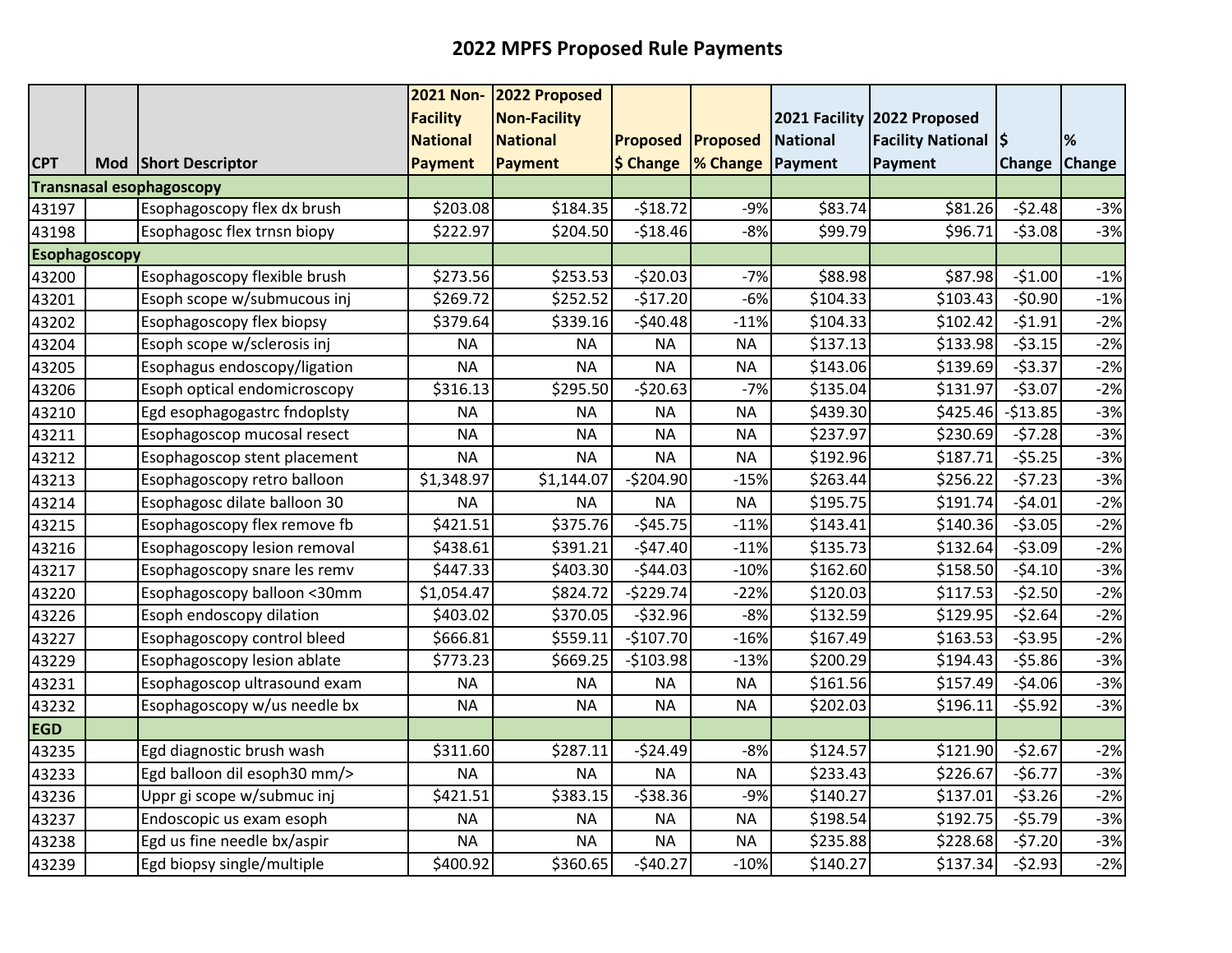# 2022 MPFS Proposed Rule Payments

| CPT | Mod | Short Descriptor | 2021 Non-Facility National Payment | 2022 Proposed Non-Facility National Payment | Proposed $ Change | Proposed % Change | 2021 Facility National Payment | 2022 Proposed Facility National Payment | $ Change | % Change |
|---|---|---|---|---|---|---|---|---|---|---|
| **Transnasal esophagoscopy** | | | | | | | | | | |
| 43197 | | Esophagoscopy flex dx brush | $203.08 | $184.35 | -$18.72 | -9% | $83.74 | $81.26 | -$2.48 | -3% |
| 43198 | | Esophagosc flex trnsn biopy | $222.97 | $204.50 | -$18.46 | -8% | $99.79 | $96.71 | -$3.08 | -3% |
| **Esophagoscopy** | | | | | | | | | | |
| 43200 | | Esophagoscopy flexible brush | $273.56 | $253.53 | -$20.03 | -7% | $88.98 | $87.98 | -$1.00 | -1% |
| 43201 | | Esoph scope w/submucous inj | $269.72 | $252.52 | -$17.20 | -6% | $104.33 | $103.43 | -$0.90 | -1% |
| 43202 | | Esophagoscopy flex biopsy | $379.64 | $339.16 | -$40.48 | -11% | $104.33 | $102.42 | -$1.91 | -2% |
| 43204 | | Esoph scope w/sclerosis inj | NA | NA | NA | NA | $137.13 | $133.98 | -$3.15 | -2% |
| 43205 | | Esophagus endoscopy/ligation | NA | NA | NA | NA | $143.06 | $139.69 | -$3.37 | -2% |
| 43206 | | Esoph optical endomicroscopy | $316.13 | $295.50 | -$20.63 | -7% | $135.04 | $131.97 | -$3.07 | -2% |
| 43210 | | Egd esophagogastrc fndoplsty | NA | NA | NA | NA | $439.30 | $425.46 | -$13.85 | -3% |
| 43211 | | Esophagoscop mucosal resect | NA | NA | NA | NA | $237.97 | $230.69 | -$7.28 | -3% |
| 43212 | | Esophagoscop stent placement | NA | NA | NA | NA | $192.96 | $187.71 | -$5.25 | -3% |
| 43213 | | Esophagoscopy retro balloon | $1,348.97 | $1,144.07 | -$204.90 | -15% | $263.44 | $256.22 | -$7.23 | -3% |
| 43214 | | Esophagosc dilate balloon 30 | NA | NA | NA | NA | $195.75 | $191.74 | -$4.01 | -2% |
| 43215 | | Esophagoscopy flex remove fb | $421.51 | $375.76 | -$45.75 | -11% | $143.41 | $140.36 | -$3.05 | -2% |
| 43216 | | Esophagoscopy lesion removal | $438.61 | $391.21 | -$47.40 | -11% | $135.73 | $132.64 | -$3.09 | -2% |
| 43217 | | Esophagoscopy snare les remv | $447.33 | $403.30 | -$44.03 | -10% | $162.60 | $158.50 | -$4.10 | -3% |
| 43220 | | Esophagoscopy balloon <30mm | $1,054.47 | $824.72 | -$229.74 | -22% | $120.03 | $117.53 | -$2.50 | -2% |
| 43226 | | Esoph endoscopy dilation | $403.02 | $370.05 | -$32.96 | -8% | $132.59 | $129.95 | -$2.64 | -2% |
| 43227 | | Esophagoscopy control bleed | $666.81 | $559.11 | -$107.70 | -16% | $167.49 | $163.53 | -$3.95 | -2% |
| 43229 | | Esophagoscopy lesion ablate | $773.23 | $669.25 | -$103.98 | -13% | $200.29 | $194.43 | -$5.86 | -3% |
| 43231 | | Esophagoscop ultrasound exam | NA | NA | NA | NA | $161.56 | $157.49 | -$4.06 | -3% |
| 43232 | | Esophagoscopy w/us needle bx | NA | NA | NA | NA | $202.03 | $196.11 | -$5.92 | -3% |
| **EGD** | | | | | | | | | | |
| 43235 | | Egd diagnostic brush wash | $311.60 | $287.11 | -$24.49 | -8% | $124.57 | $121.90 | -$2.67 | -2% |
| 43233 | | Egd balloon dil esoph30 mm/> | NA | NA | NA | NA | $233.43 | $226.67 | -$6.77 | -3% |
| 43236 | | Uppr gi scope w/submuc inj | $421.51 | $383.15 | -$38.36 | -9% | $140.27 | $137.01 | -$3.26 | -2% |
| 43237 | | Endoscopic us exam esoph | NA | NA | NA | NA | $198.54 | $192.75 | -$5.79 | -3% |
| 43238 | | Egd us fine needle bx/aspir | NA | NA | NA | NA | $235.88 | $228.68 | -$7.20 | -3% |
| 43239 | | Egd biopsy single/multiple | $400.92 | $360.65 | -$40.27 | -10% | $140.27 | $137.34 | -$2.93 | -2% |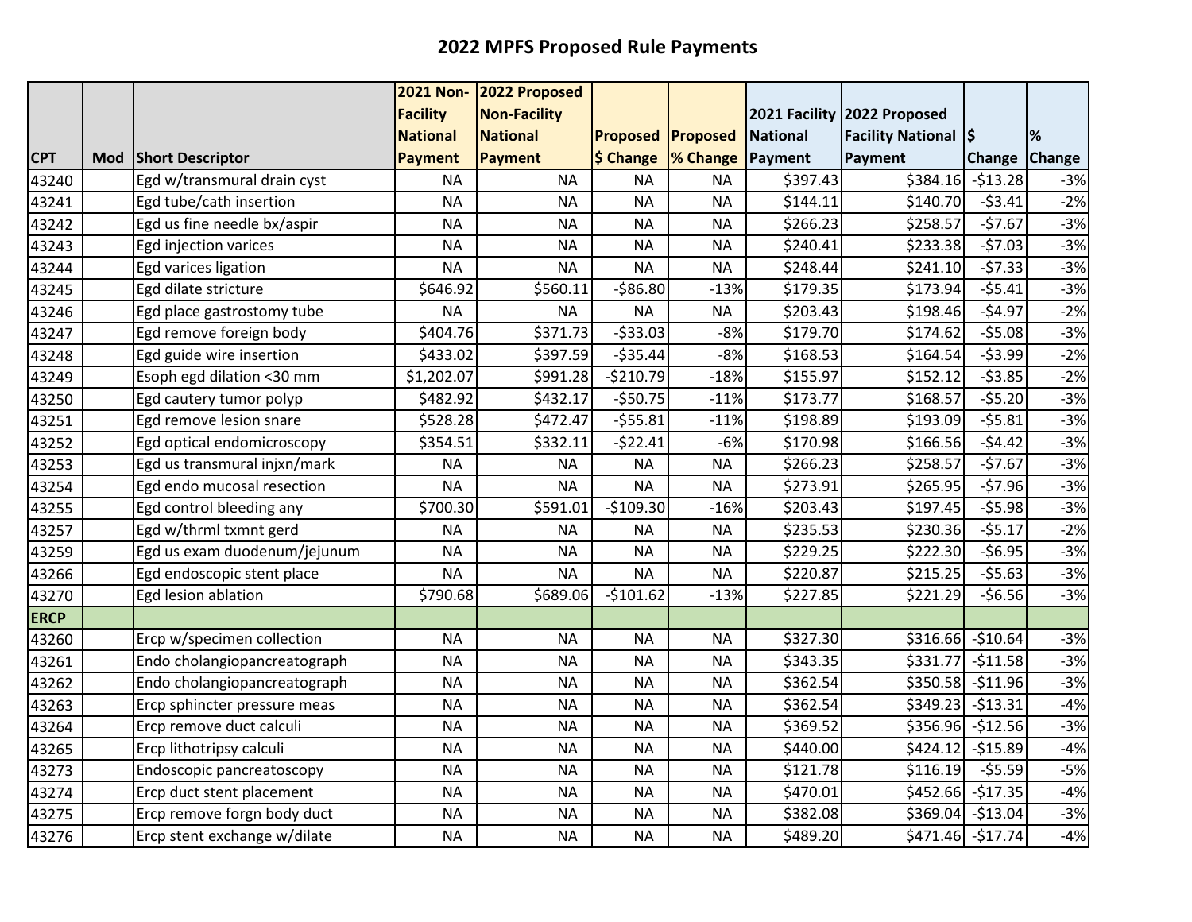# 2022 MPFS Proposed Rule Payments

| CPT | Mod | Short Descriptor | 2021 Non-Facility National Payment | 2022 Proposed Non-Facility National Payment | Proposed $ Change | Proposed % Change | 2021 Facility National Payment | 2022 Proposed Facility National Payment | $ Change | % Change |
|---|---|---|---|---|---|---|---|---|---|---|
| 43240 | | Egd w/transmural drain cyst | NA | NA | NA | NA | $397.43 | $384.16 | -$13.28 | -3% |
| 43241 | | Egd tube/cath insertion | NA | NA | NA | NA | $144.11 | $140.70 | -$3.41 | -2% |
| 43242 | | Egd us fine needle bx/aspir | NA | NA | NA | NA | $266.23 | $258.57 | -$7.67 | -3% |
| 43243 | | Egd injection varices | NA | NA | NA | NA | $240.41 | $233.38 | -$7.03 | -3% |
| 43244 | | Egd varices ligation | NA | NA | NA | NA | $248.44 | $241.10 | -$7.33 | -3% |
| 43245 | | Egd dilate stricture | $646.92 | $560.11 | -$86.80 | -13% | $179.35 | $173.94 | -$5.41 | -3% |
| 43246 | | Egd place gastrostomy tube | NA | NA | NA | NA | $203.43 | $198.46 | -$4.97 | -2% |
| 43247 | | Egd remove foreign body | $404.76 | $371.73 | -$33.03 | -8% | $179.70 | $174.62 | -$5.08 | -3% |
| 43248 | | Egd guide wire insertion | $433.02 | $397.59 | -$35.44 | -8% | $168.53 | $164.54 | -$3.99 | -2% |
| 43249 | | Esoph egd dilation <30 mm | $1,202.07 | $991.28 | -$210.79 | -18% | $155.97 | $152.12 | -$3.85 | -2% |
| 43250 | | Egd cautery tumor polyp | $482.92 | $432.17 | -$50.75 | -11% | $173.77 | $168.57 | -$5.20 | -3% |
| 43251 | | Egd remove lesion snare | $528.28 | $472.47 | -$55.81 | -11% | $198.89 | $193.09 | -$5.81 | -3% |
| 43252 | | Egd optical endomicroscopy | $354.51 | $332.11 | -$22.41 | -6% | $170.98 | $166.56 | -$4.42 | -3% |
| 43253 | | Egd us transmural injxn/mark | NA | NA | NA | NA | $266.23 | $258.57 | -$7.67 | -3% |
| 43254 | | Egd endo mucosal resection | NA | NA | NA | NA | $273.91 | $265.95 | -$7.96 | -3% |
| 43255 | | Egd control bleeding any | $700.30 | $591.01 | -$109.30 | -16% | $203.43 | $197.45 | -$5.98 | -3% |
| 43257 | | Egd w/thrml txmnt gerd | NA | NA | NA | NA | $235.53 | $230.36 | -$5.17 | -2% |
| 43259 | | Egd us exam duodenum/jejunum | NA | NA | NA | NA | $229.25 | $222.30 | -$6.95 | -3% |
| 43266 | | Egd endoscopic stent place | NA | NA | NA | NA | $220.87 | $215.25 | -$5.63 | -3% |
| 43270 | | Egd lesion ablation | $790.68 | $689.06 | -$101.62 | -13% | $227.85 | $221.29 | -$6.56 | -3% |
| **ERCP** | | | | | | | | | | |
| 43260 | | Ercp w/specimen collection | NA | NA | NA | NA | $327.30 | $316.66 | -$10.64 | -3% |
| 43261 | | Endo cholangiopancreatograph | NA | NA | NA | NA | $343.35 | $331.77 | -$11.58 | -3% |
| 43262 | | Endo cholangiopancreatograph | NA | NA | NA | NA | $362.54 | $350.58 | -$11.96 | -3% |
| 43263 | | Ercp sphincter pressure meas | NA | NA | NA | NA | $362.54 | $349.23 | -$13.31 | -4% |
| 43264 | | Ercp remove duct calculi | NA | NA | NA | NA | $369.52 | $356.96 | -$12.56 | -3% |
| 43265 | | Ercp lithotripsy calculi | NA | NA | NA | NA | $440.00 | $424.12 | -$15.89 | -4% |
| 43273 | | Endoscopic pancreatoscopy | NA | NA | NA | NA | $121.78 | $116.19 | -$5.59 | -5% |
| 43274 | | Ercp duct stent placement | NA | NA | NA | NA | $470.01 | $452.66 | -$17.35 | -4% |
| 43275 | | Ercp remove forgn body duct | NA | NA | NA | NA | $382.08 | $369.04 | -$13.04 | -3% |
| 43276 | | Ercp stent exchange w/dilate | NA | NA | NA | NA | $489.20 | $471.46 | -$17.74 | -4% |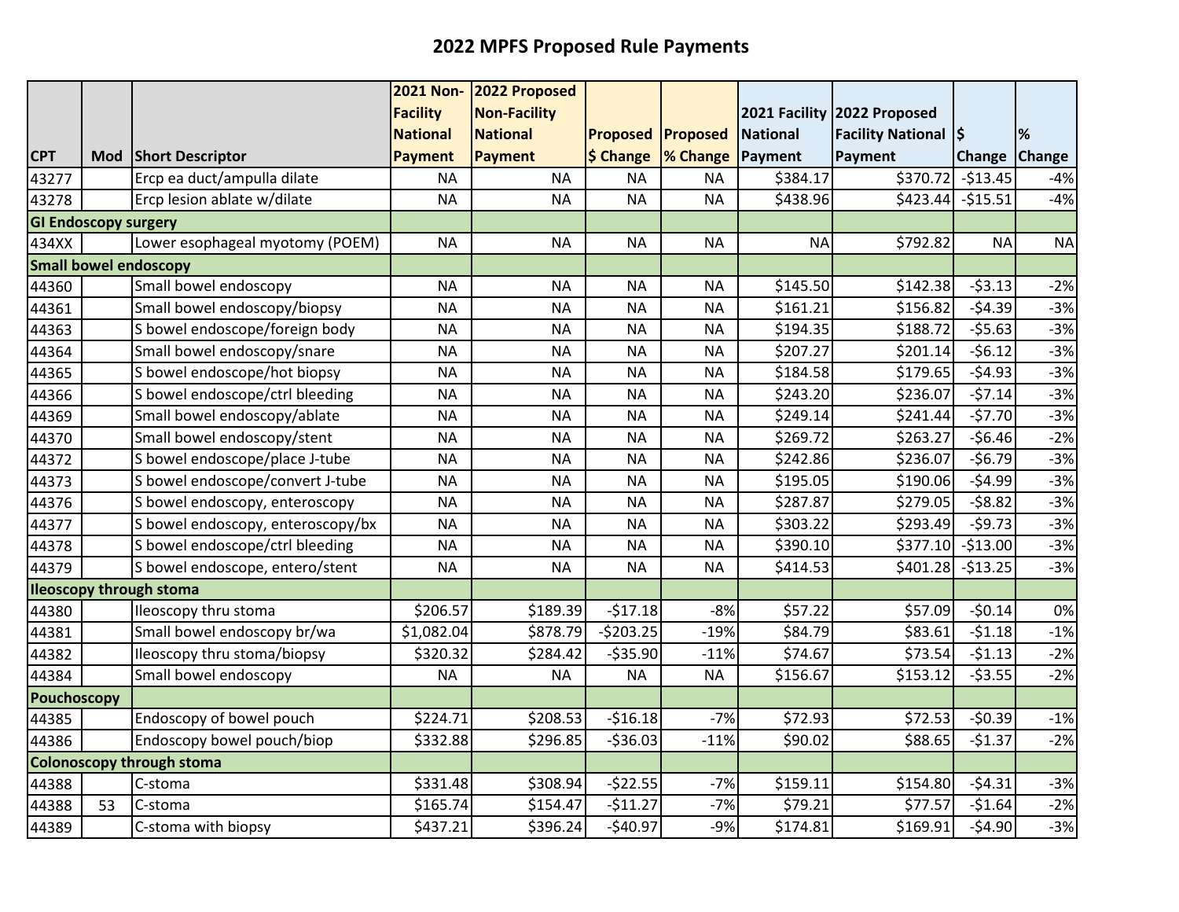# 2022 MPFS Proposed Rule Payments

| CPT | Mod | Short Descriptor | 2021 Non-Facility National Payment | 2022 Proposed Non-Facility National Payment | Proposed $ Change | Proposed % Change | 2021 Facility National Payment | 2022 Proposed Facility National Payment | $ Change | % Change |
|---|---|---|---|---|---|---|---|---|---|---|
| 43277 | | Ercp ea duct/ampulla dilate | NA | NA | NA | NA | $384.17 | $370.72 | -$13.45 | -4% |
| 43278 | | Ercp lesion ablate w/dilate | NA | NA | NA | NA | $438.96 | $423.44 | -$15.51 | -4% |
| **GI Endoscopy surgery** | | | | | | | | | | |
| 434XX | | Lower esophageal myotomy (POEM) | NA | NA | NA | NA | NA | $792.82 | NA | NA |
| **Small bowel endoscopy** | | | | | | | | | | |
| 44360 | | Small bowel endoscopy | NA | NA | NA | NA | $145.50 | $142.38 | -$3.13 | -2% |
| 44361 | | Small bowel endoscopy/biopsy | NA | NA | NA | NA | $161.21 | $156.82 | -$4.39 | -3% |
| 44363 | | S bowel endoscope/foreign body | NA | NA | NA | NA | $194.35 | $188.72 | -$5.63 | -3% |
| 44364 | | Small bowel endoscopy/snare | NA | NA | NA | NA | $207.27 | $201.14 | -$6.12 | -3% |
| 44365 | | S bowel endoscope/hot biopsy | NA | NA | NA | NA | $184.58 | $179.65 | -$4.93 | -3% |
| 44366 | | S bowel endoscope/ctrl bleeding | NA | NA | NA | NA | $243.20 | $236.07 | -$7.14 | -3% |
| 44369 | | Small bowel endoscopy/ablate | NA | NA | NA | NA | $249.14 | $241.44 | -$7.70 | -3% |
| 44370 | | Small bowel endoscopy/stent | NA | NA | NA | NA | $269.72 | $263.27 | -$6.46 | -2% |
| 44372 | | S bowel endoscope/place J-tube | NA | NA | NA | NA | $242.86 | $236.07 | -$6.79 | -3% |
| 44373 | | S bowel endoscope/convert J-tube | NA | NA | NA | NA | $195.05 | $190.06 | -$4.99 | -3% |
| 44376 | | S bowel endoscopy, enteroscopy | NA | NA | NA | NA | $287.87 | $279.05 | -$8.82 | -3% |
| 44377 | | S bowel endoscopy, enteroscopy/bx | NA | NA | NA | NA | $303.22 | $293.49 | -$9.73 | -3% |
| 44378 | | S bowel endoscope/ctrl bleeding | NA | NA | NA | NA | $390.10 | $377.10 | -$13.00 | -3% |
| 44379 | | S bowel endoscope, entero/stent | NA | NA | NA | NA | $414.53 | $401.28 | -$13.25 | -3% |
| **Ileoscopy through stoma** | | | | | | | | | | |
| 44380 | | Ileoscopy thru stoma | $206.57 | $189.39 | -$17.18 | -8% | $57.22 | $57.09 | -$0.14 | 0% |
| 44381 | | Small bowel endoscopy br/wa | $1,082.04 | $878.79 | -$203.25 | -19% | $84.79 | $83.61 | -$1.18 | -1% |
| 44382 | | Ileoscopy thru stoma/biopsy | $320.32 | $284.42 | -$35.90 | -11% | $74.67 | $73.54 | -$1.13 | -2% |
| 44384 | | Small bowel endoscopy | NA | NA | NA | NA | $156.67 | $153.12 | -$3.55 | -2% |
| **Pouchoscopy** | | | | | | | | | | |
| 44385 | | Endoscopy of bowel pouch | $224.71 | $208.53 | -$16.18 | -7% | $72.93 | $72.53 | -$0.39 | -1% |
| 44386 | | Endoscopy bowel pouch/biop | $332.88 | $296.85 | -$36.03 | -11% | $90.02 | $88.65 | -$1.37 | -2% |
| **Colonoscopy through stoma** | | | | | | | | | | |
| 44388 | | C-stoma | $331.48 | $308.94 | -$22.55 | -7% | $159.11 | $154.80 | -$4.31 | -3% |
| 44388 | 53 | C-stoma | $165.74 | $154.47 | -$11.27 | -7% | $79.21 | $77.57 | -$1.64 | -2% |
| 44389 | | C-stoma with biopsy | $437.21 | $396.24 | -$40.97 | -9% | $174.81 | $169.91 | -$4.90 | -3% |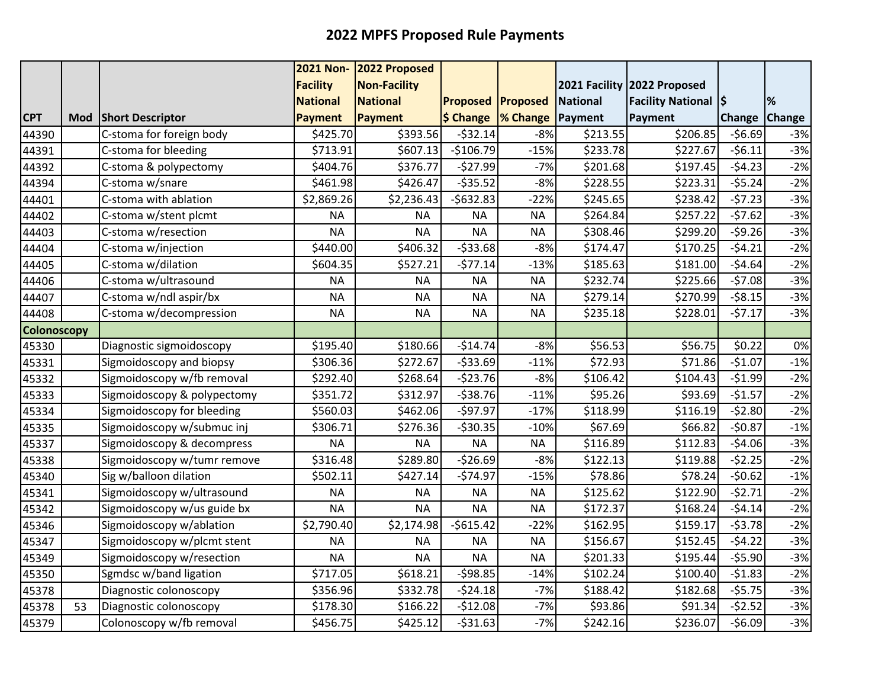# 2022 MPFS Proposed Rule Payments

| CPT | Mod | Short Descriptor | 2021 Non-Facility National Payment | 2022 Proposed Non-Facility National Payment | Proposed $ Change | Proposed % Change | 2021 Facility National Payment | 2022 Proposed Facility National Payment | $ Change | % Change |
|---|---|---|---|---|---|---|---|---|---|---|
| 44390 | | C-stoma for foreign body | $425.70 | $393.56 | -$32.14 | -8% | $213.55 | $206.85 | -$6.69 | -3% |
| 44391 | | C-stoma for bleeding | $713.91 | $607.13 | -$106.79 | -15% | $233.78 | $227.67 | -$6.11 | -3% |
| 44392 | | C-stoma & polypectomy | $404.76 | $376.77 | -$27.99 | -7% | $201.68 | $197.45 | -$4.23 | -2% |
| 44394 | | C-stoma w/snare | $461.98 | $426.47 | -$35.52 | -8% | $228.55 | $223.31 | -$5.24 | -2% |
| 44401 | | C-stoma with ablation | $2,869.26 | $2,236.43 | -$632.83 | -22% | $245.65 | $238.42 | -$7.23 | -3% |
| 44402 | | C-stoma w/stent plcmt | NA | NA | NA | NA | $264.84 | $257.22 | -$7.62 | -3% |
| 44403 | | C-stoma w/resection | NA | NA | NA | NA | $308.46 | $299.20 | -$9.26 | -3% |
| 44404 | | C-stoma w/injection | $440.00 | $406.32 | -$33.68 | -8% | $174.47 | $170.25 | -$4.21 | -2% |
| 44405 | | C-stoma w/dilation | $604.35 | $527.21 | -$77.14 | -13% | $185.63 | $181.00 | -$4.64 | -2% |
| 44406 | | C-stoma w/ultrasound | NA | NA | NA | NA | $232.74 | $225.66 | -$7.08 | -3% |
| 44407 | | C-stoma w/ndl aspir/bx | NA | NA | NA | NA | $279.14 | $270.99 | -$8.15 | -3% |
| 44408 | | C-stoma w/decompression | NA | NA | NA | NA | $235.18 | $228.01 | -$7.17 | -3% |
| **Colonoscopy** | | | | | | | | | | |
| 45330 | | Diagnostic sigmoidoscopy | $195.40 | $180.66 | -$14.74 | -8% | $56.53 | $56.75 | $0.22 | 0% |
| 45331 | | Sigmoidoscopy and biopsy | $306.36 | $272.67 | -$33.69 | -11% | $72.93 | $71.86 | -$1.07 | -1% |
| 45332 | | Sigmoidoscopy w/fb removal | $292.40 | $268.64 | -$23.76 | -8% | $106.42 | $104.43 | -$1.99 | -2% |
| 45333 | | Sigmoidoscopy & polypectomy | $351.72 | $312.97 | -$38.76 | -11% | $95.26 | $93.69 | -$1.57 | -2% |
| 45334 | | Sigmoidoscopy for bleeding | $560.03 | $462.06 | -$97.97 | -17% | $118.99 | $116.19 | -$2.80 | -2% |
| 45335 | | Sigmoidoscopy w/submuc inj | $306.71 | $276.36 | -$30.35 | -10% | $67.69 | $66.82 | -$0.87 | -1% |
| 45337 | | Sigmoidoscopy & decompress | NA | NA | NA | NA | $116.89 | $112.83 | -$4.06 | -3% |
| 45338 | | Sigmoidoscopy w/tumr remove | $316.48 | $289.80 | -$26.69 | -8% | $122.13 | $119.88 | -$2.25 | -2% |
| 45340 | | Sig w/balloon dilation | $502.11 | $427.14 | -$74.97 | -15% | $78.86 | $78.24 | -$0.62 | -1% |
| 45341 | | Sigmoidoscopy w/ultrasound | NA | NA | NA | NA | $125.62 | $122.90 | -$2.71 | -2% |
| 45342 | | Sigmoidoscopy w/us guide bx | NA | NA | NA | NA | $172.37 | $168.24 | -$4.14 | -2% |
| 45346 | | Sigmoidoscopy w/ablation | $2,790.40 | $2,174.98 | -$615.42 | -22% | $162.95 | $159.17 | -$3.78 | -2% |
| 45347 | | Sigmoidoscopy w/plcmt stent | NA | NA | NA | NA | $156.67 | $152.45 | -$4.22 | -3% |
| 45349 | | Sigmoidoscopy w/resection | NA | NA | NA | NA | $201.33 | $195.44 | -$5.90 | -3% |
| 45350 | | Sgmdsc w/band ligation | $717.05 | $618.21 | -$98.85 | -14% | $102.24 | $100.40 | -$1.83 | -2% |
| 45378 | | Diagnostic colonoscopy | $356.96 | $332.78 | -$24.18 | -7% | $188.42 | $182.68 | -$5.75 | -3% |
| 45378 | 53 | Diagnostic colonoscopy | $178.30 | $166.22 | -$12.08 | -7% | $93.86 | $91.34 | -$2.52 | -3% |
| 45379 | | Colonoscopy w/fb removal | $456.75 | $425.12 | -$31.63 | -7% | $242.16 | $236.07 | -$6.09 | -3% |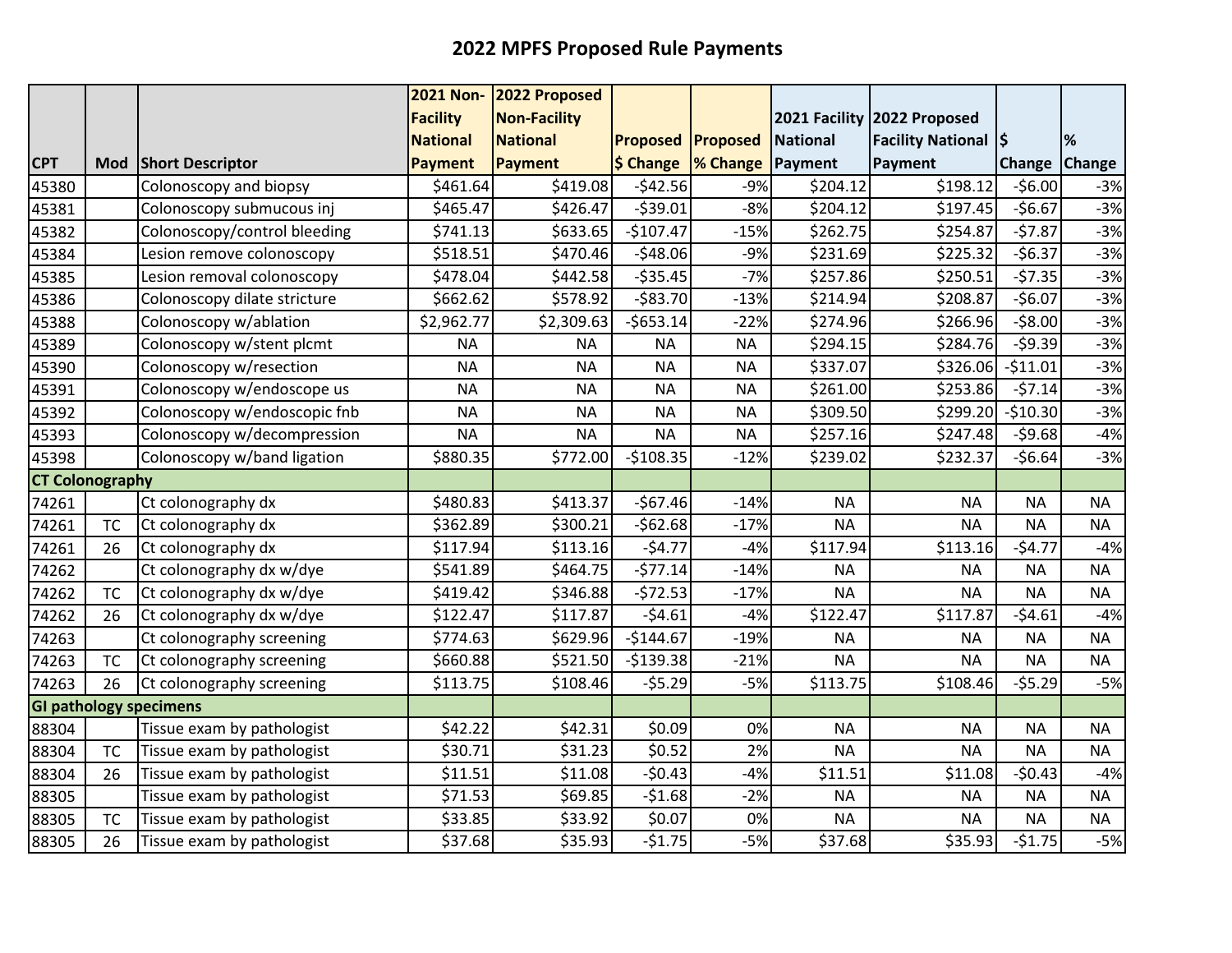# 2022 MPFS Proposed Rule Payments

| CPT | Mod | Short Descriptor | 2021 Non-Facility National Payment | 2022 Proposed Non-Facility National Payment | Proposed $ Change | Proposed % Change | 2021 Facility National Payment | 2022 Proposed Facility National Payment | $ Change | % Change |
|---|---|---|---|---|---|---|---|---|---|---|
| 45380 | | Colonoscopy and biopsy | $461.64 | $419.08 | -$42.56 | -9% | $204.12 | $198.12 | -$6.00 | -3% |
| 45381 | | Colonoscopy submucous inj | $465.47 | $426.47 | -$39.01 | -8% | $204.12 | $197.45 | -$6.67 | -3% |
| 45382 | | Colonoscopy/control bleeding | $741.13 | $633.65 | -$107.47 | -15% | $262.75 | $254.87 | -$7.87 | -3% |
| 45384 | | Lesion remove colonoscopy | $518.51 | $470.46 | -$48.06 | -9% | $231.69 | $225.32 | -$6.37 | -3% |
| 45385 | | Lesion removal colonoscopy | $478.04 | $442.58 | -$35.45 | -7% | $257.86 | $250.51 | -$7.35 | -3% |
| 45386 | | Colonoscopy dilate stricture | $662.62 | $578.92 | -$83.70 | -13% | $214.94 | $208.87 | -$6.07 | -3% |
| 45388 | | Colonoscopy w/ablation | $2,962.77 | $2,309.63 | -$653.14 | -22% | $274.96 | $266.96 | -$8.00 | -3% |
| 45389 | | Colonoscopy w/stent plcmt | NA | NA | NA | NA | $294.15 | $284.76 | -$9.39 | -3% |
| 45390 | | Colonoscopy w/resection | NA | NA | NA | NA | $337.07 | $326.06 | -$11.01 | -3% |
| 45391 | | Colonoscopy w/endoscope us | NA | NA | NA | NA | $261.00 | $253.86 | -$7.14 | -3% |
| 45392 | | Colonoscopy w/endoscopic fnb | NA | NA | NA | NA | $309.50 | $299.20 | -$10.30 | -3% |
| 45393 | | Colonoscopy w/decompression | NA | NA | NA | NA | $257.16 | $247.48 | -$9.68 | -4% |
| 45398 | | Colonoscopy w/band ligation | $880.35 | $772.00 | -$108.35 | -12% | $239.02 | $232.37 | -$6.64 | -3% |
| **CT Colonography** | | | | | | | | | | |
| 74261 | | Ct colonography dx | $480.83 | $413.37 | -$67.46 | -14% | NA | NA | NA | NA |
| 74261 | TC | Ct colonography dx | $362.89 | $300.21 | -$62.68 | -17% | NA | NA | NA | NA |
| 74261 | 26 | Ct colonography dx | $117.94 | $113.16 | -$4.77 | -4% | $117.94 | $113.16 | -$4.77 | -4% |
| 74262 | | Ct colonography dx w/dye | $541.89 | $464.75 | -$77.14 | -14% | NA | NA | NA | NA |
| 74262 | TC | Ct colonography dx w/dye | $419.42 | $346.88 | -$72.53 | -17% | NA | NA | NA | NA |
| 74262 | 26 | Ct colonography dx w/dye | $122.47 | $117.87 | -$4.61 | -4% | $122.47 | $117.87 | -$4.61 | -4% |
| 74263 | | Ct colonography screening | $774.63 | $629.96 | -$144.67 | -19% | NA | NA | NA | NA |
| 74263 | TC | Ct colonography screening | $660.88 | $521.50 | -$139.38 | -21% | NA | NA | NA | NA |
| 74263 | 26 | Ct colonography screening | $113.75 | $108.46 | -$5.29 | -5% | $113.75 | $108.46 | -$5.29 | -5% |
| **GI pathology specimens** | | | | | | | | | | |
| 88304 | | Tissue exam by pathologist | $42.22 | $42.31 | $0.09 | 0% | NA | NA | NA | NA |
| 88304 | TC | Tissue exam by pathologist | $30.71 | $31.23 | $0.52 | 2% | NA | NA | NA | NA |
| 88304 | 26 | Tissue exam by pathologist | $11.51 | $11.08 | -$0.43 | -4% | $11.51 | $11.08 | -$0.43 | -4% |
| 88305 | | Tissue exam by pathologist | $71.53 | $69.85 | -$1.68 | -2% | NA | NA | NA | NA |
| 88305 | TC | Tissue exam by pathologist | $33.85 | $33.92 | $0.07 | 0% | NA | NA | NA | NA |
| 88305 | 26 | Tissue exam by pathologist | $37.68 | $35.93 | -$1.75 | -5% | $37.68 | $35.93 | -$1.75 | -5% |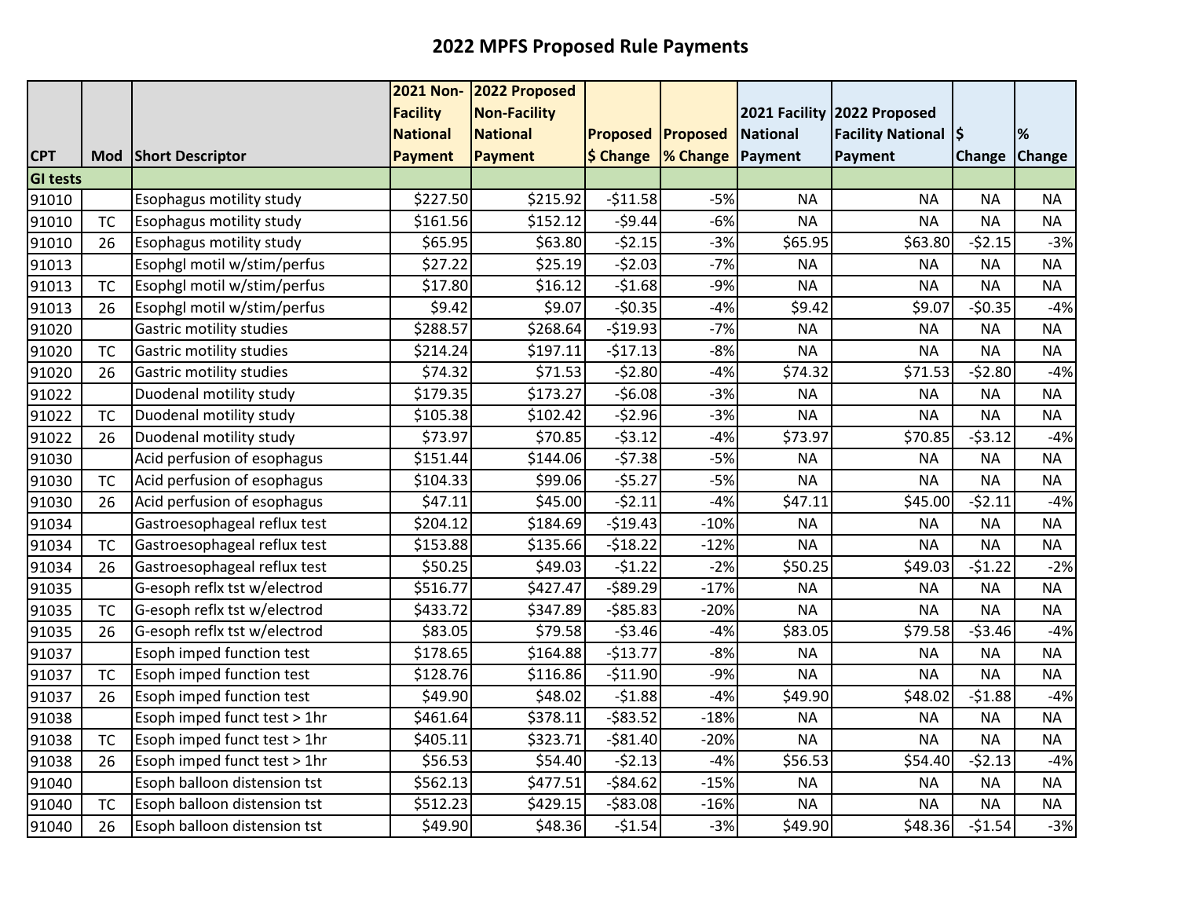# 2022 MPFS Proposed Rule Payments

| CPT | Mod | Short Descriptor | 2021 Non-Facility National Payment | 2022 Proposed Non-Facility National Payment | Proposed $ Change | Proposed % Change | 2021 Facility National Payment | 2022 Proposed Facility National Payment | $ Change | % Change |
|---|---|---|---|---|---|---|---|---|---|---|
| **GI tests** | | | | | | | | | | |
| 91010 | | Esophagus motility study | $227.50 | $215.92 | -$11.58 | -5% | NA | NA | NA | NA |
| 91010 | TC | Esophagus motility study | $161.56 | $152.12 | -$9.44 | -6% | NA | NA | NA | NA |
| 91010 | 26 | Esophagus motility study | $65.95 | $63.80 | -$2.15 | -3% | $65.95 | $63.80 | -$2.15 | -3% |
| 91013 | | Esophgl motil w/stim/perfus | $27.22 | $25.19 | -$2.03 | -7% | NA | NA | NA | NA |
| 91013 | TC | Esophgl motil w/stim/perfus | $17.80 | $16.12 | -$1.68 | -9% | NA | NA | NA | NA |
| 91013 | 26 | Esophgl motil w/stim/perfus | $9.42 | $9.07 | -$0.35 | -4% | $9.42 | $9.07 | -$0.35 | -4% |
| 91020 | | Gastric motility studies | $288.57 | $268.64 | -$19.93 | -7% | NA | NA | NA | NA |
| 91020 | TC | Gastric motility studies | $214.24 | $197.11 | -$17.13 | -8% | NA | NA | NA | NA |
| 91020 | 26 | Gastric motility studies | $74.32 | $71.53 | -$2.80 | -4% | $74.32 | $71.53 | -$2.80 | -4% |
| 91022 | | Duodenal motility study | $179.35 | $173.27 | -$6.08 | -3% | NA | NA | NA | NA |
| 91022 | TC | Duodenal motility study | $105.38 | $102.42 | -$2.96 | -3% | NA | NA | NA | NA |
| 91022 | 26 | Duodenal motility study | $73.97 | $70.85 | -$3.12 | -4% | $73.97 | $70.85 | -$3.12 | -4% |
| 91030 | | Acid perfusion of esophagus | $151.44 | $144.06 | -$7.38 | -5% | NA | NA | NA | NA |
| 91030 | TC | Acid perfusion of esophagus | $104.33 | $99.06 | -$5.27 | -5% | NA | NA | NA | NA |
| 91030 | 26 | Acid perfusion of esophagus | $47.11 | $45.00 | -$2.11 | -4% | $47.11 | $45.00 | -$2.11 | -4% |
| 91034 | | Gastroesophageal reflux test | $204.12 | $184.69 | -$19.43 | -10% | NA | NA | NA | NA |
| 91034 | TC | Gastroesophageal reflux test | $153.88 | $135.66 | -$18.22 | -12% | NA | NA | NA | NA |
| 91034 | 26 | Gastroesophageal reflux test | $50.25 | $49.03 | -$1.22 | -2% | $50.25 | $49.03 | -$1.22 | -2% |
| 91035 | | G-esoph reflx tst w/electrod | $516.77 | $427.47 | -$89.29 | -17% | NA | NA | NA | NA |
| 91035 | TC | G-esoph reflx tst w/electrod | $433.72 | $347.89 | -$85.83 | -20% | NA | NA | NA | NA |
| 91035 | 26 | G-esoph reflx tst w/electrod | $83.05 | $79.58 | -$3.46 | -4% | $83.05 | $79.58 | -$3.46 | -4% |
| 91037 | | Esoph imped function test | $178.65 | $164.88 | -$13.77 | -8% | NA | NA | NA | NA |
| 91037 | TC | Esoph imped function test | $128.76 | $116.86 | -$11.90 | -9% | NA | NA | NA | NA |
| 91037 | 26 | Esoph imped function test | $49.90 | $48.02 | -$1.88 | -4% | $49.90 | $48.02 | -$1.88 | -4% |
| 91038 | | Esoph imped funct test > 1hr | $461.64 | $378.11 | -$83.52 | -18% | NA | NA | NA | NA |
| 91038 | TC | Esoph imped funct test > 1hr | $405.11 | $323.71 | -$81.40 | -20% | NA | NA | NA | NA |
| 91038 | 26 | Esoph imped funct test > 1hr | $56.53 | $54.40 | -$2.13 | -4% | $56.53 | $54.40 | -$2.13 | -4% |
| 91040 | | Esoph balloon distension tst | $562.13 | $477.51 | -$84.62 | -15% | NA | NA | NA | NA |
| 91040 | TC | Esoph balloon distension tst | $512.23 | $429.15 | -$83.08 | -16% | NA | NA | NA | NA |
| 91040 | 26 | Esoph balloon distension tst | $49.90 | $48.36 | -$1.54 | -3% | $49.90 | $48.36 | -$1.54 | -3% |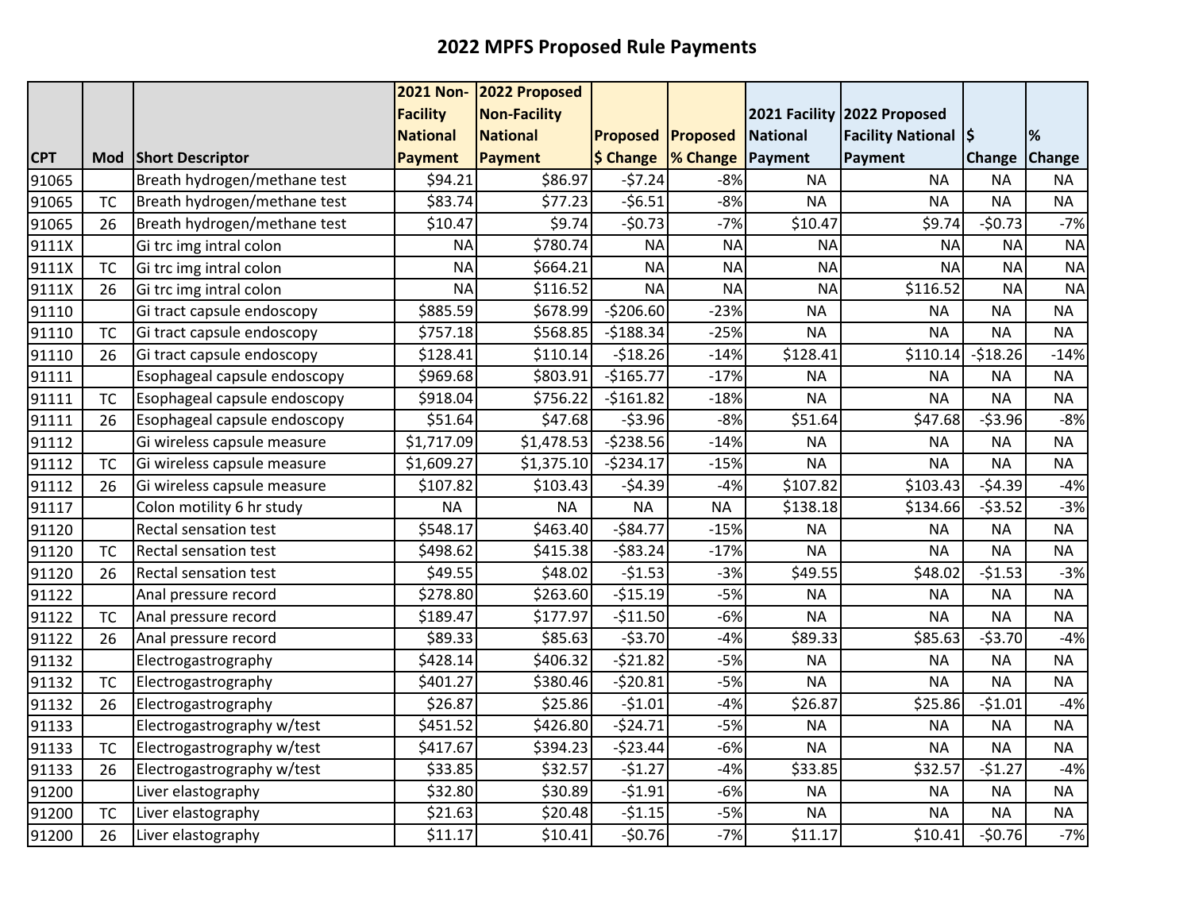# 2022 MPFS Proposed Rule Payments

| CPT | Mod | Short Descriptor | 2021 Non-Facility National Payment | 2022 Proposed Non-Facility National Payment | Proposed $ Change | Proposed % Change | 2021 Facility National Payment | 2022 Proposed Facility National Payment | $ Change | % Change |
|---|---|---|---|---|---|---|---|---|---|---|
| 91065 | | Breath hydrogen/methane test | $94.21 | $86.97 | -$7.24 | -8% | NA | NA | NA | NA |
| 91065 | TC | Breath hydrogen/methane test | $83.74 | $77.23 | -$6.51 | -8% | NA | NA | NA | NA |
| 91065 | 26 | Breath hydrogen/methane test | $10.47 | $9.74 | -$0.73 | -7% | $10.47 | $9.74 | -$0.73 | -7% |
| 9111X | | Gi trc img intral colon | NA | $780.74 | NA | NA | NA | NA | NA | NA |
| 9111X | TC | Gi trc img intral colon | NA | $664.21 | NA | NA | NA | NA | NA | NA |
| 9111X | 26 | Gi trc img intral colon | NA | $116.52 | NA | NA | NA | $116.52 | NA | NA |
| 91110 | | Gi tract capsule endoscopy | $885.59 | $678.99 | -$206.60 | -23% | NA | NA | NA | NA |
| 91110 | TC | Gi tract capsule endoscopy | $757.18 | $568.85 | -$188.34 | -25% | NA | NA | NA | NA |
| 91110 | 26 | Gi tract capsule endoscopy | $128.41 | $110.14 | -$18.26 | -14% | $128.41 | $110.14 | -$18.26 | -14% |
| 91111 | | Esophageal capsule endoscopy | $969.68 | $803.91 | -$165.77 | -17% | NA | NA | NA | NA |
| 91111 | TC | Esophageal capsule endoscopy | $918.04 | $756.22 | -$161.82 | -18% | NA | NA | NA | NA |
| 91111 | 26 | Esophageal capsule endoscopy | $51.64 | $47.68 | -$3.96 | -8% | $51.64 | $47.68 | -$3.96 | -8% |
| 91112 | | Gi wireless capsule measure | $1,717.09 | $1,478.53 | -$238.56 | -14% | NA | NA | NA | NA |
| 91112 | TC | Gi wireless capsule measure | $1,609.27 | $1,375.10 | -$234.17 | -15% | NA | NA | NA | NA |
| 91112 | 26 | Gi wireless capsule measure | $107.82 | $103.43 | -$4.39 | -4% | $107.82 | $103.43 | -$4.39 | -4% |
| 91117 | | Colon motility 6 hr study | NA | NA | NA | NA | $138.18 | $134.66 | -$3.52 | -3% |
| 91120 | | Rectal sensation test | $548.17 | $463.40 | -$84.77 | -15% | NA | NA | NA | NA |
| 91120 | TC | Rectal sensation test | $498.62 | $415.38 | -$83.24 | -17% | NA | NA | NA | NA |
| 91120 | 26 | Rectal sensation test | $49.55 | $48.02 | -$1.53 | -3% | $49.55 | $48.02 | -$1.53 | -3% |
| 91122 | | Anal pressure record | $278.80 | $263.60 | -$15.19 | -5% | NA | NA | NA | NA |
| 91122 | TC | Anal pressure record | $189.47 | $177.97 | -$11.50 | -6% | NA | NA | NA | NA |
| 91122 | 26 | Anal pressure record | $89.33 | $85.63 | -$3.70 | -4% | $89.33 | $85.63 | -$3.70 | -4% |
| 91132 | | Electrogastrography | $428.14 | $406.32 | -$21.82 | -5% | NA | NA | NA | NA |
| 91132 | TC | Electrogastrography | $401.27 | $380.46 | -$20.81 | -5% | NA | NA | NA | NA |
| 91132 | 26 | Electrogastrography | $26.87 | $25.86 | -$1.01 | -4% | $26.87 | $25.86 | -$1.01 | -4% |
| 91133 | | Electrogastrography w/test | $451.52 | $426.80 | -$24.71 | -5% | NA | NA | NA | NA |
| 91133 | TC | Electrogastrography w/test | $417.67 | $394.23 | -$23.44 | -6% | NA | NA | NA | NA |
| 91133 | 26 | Electrogastrography w/test | $33.85 | $32.57 | -$1.27 | -4% | $33.85 | $32.57 | -$1.27 | -4% |
| 91200 | | Liver elastography | $32.80 | $30.89 | -$1.91 | -6% | NA | NA | NA | NA |
| 91200 | TC | Liver elastography | $21.63 | $20.48 | -$1.15 | -5% | NA | NA | NA | NA |
| 91200 | 26 | Liver elastography | $11.17 | $10.41 | -$0.76 | -7% | $11.17 | $10.41 | -$0.76 | -7% |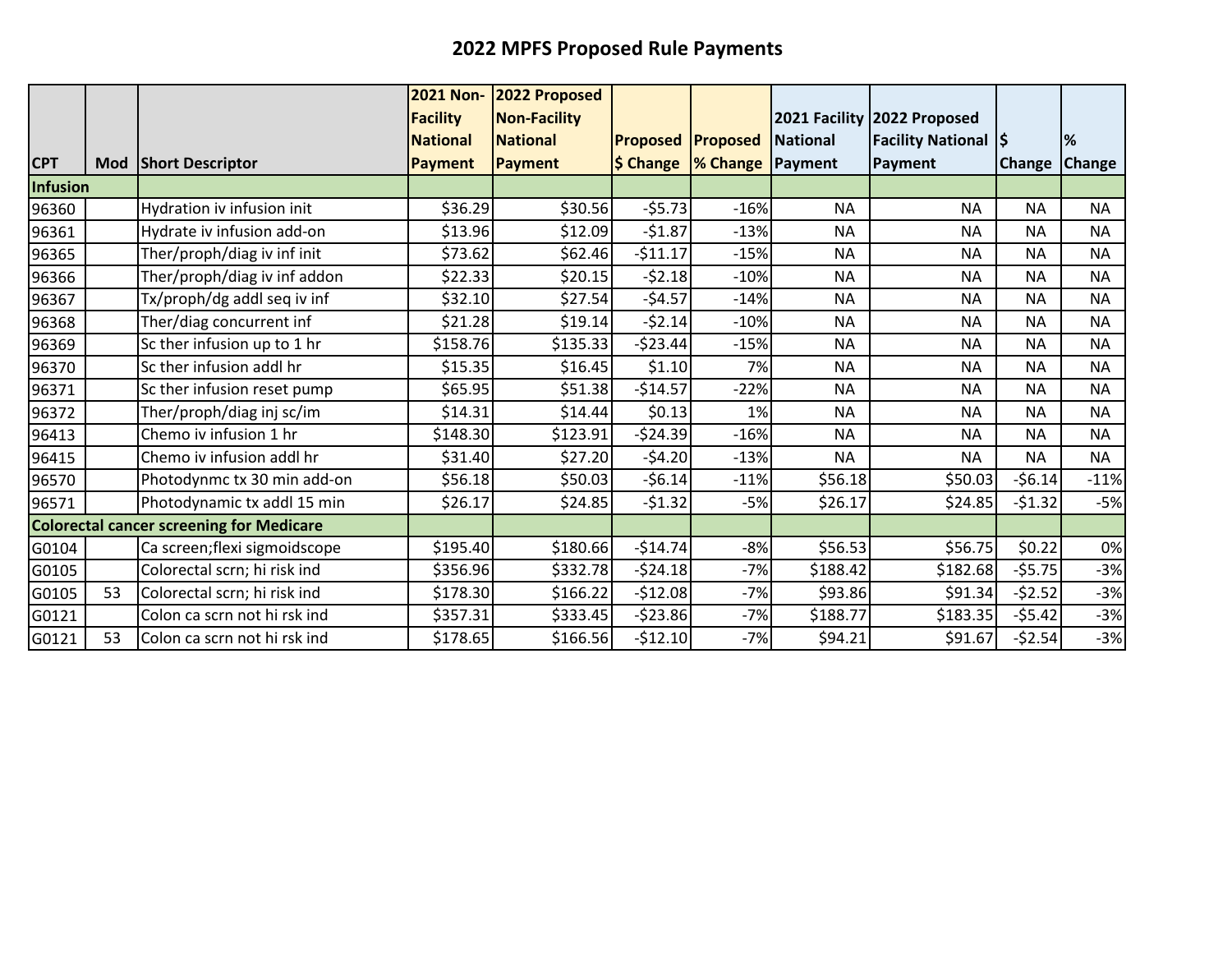# 2022 MPFS Proposed Rule Payments

| CPT | Mod | Short Descriptor | 2021 Non-Facility National Payment | 2022 Proposed Non-Facility National Payment | Proposed $ Change | Proposed % Change | 2021 Facility National Payment | 2022 Proposed Facility National Payment | $ Change | % Change |
|---|---|---|---|---|---|---|---|---|---|---|
| **Infusion** | | | | | | | | | | |
| 96360 | | Hydration iv infusion init | $36.29 | $30.56 | -$5.73 | -16% | NA | NA | NA | NA |
| 96361 | | Hydrate iv infusion add-on | $13.96 | $12.09 | -$1.87 | -13% | NA | NA | NA | NA |
| 96365 | | Ther/proph/diag iv inf init | $73.62 | $62.46 | -$11.17 | -15% | NA | NA | NA | NA |
| 96366 | | Ther/proph/diag iv inf addon | $22.33 | $20.15 | -$2.18 | -10% | NA | NA | NA | NA |
| 96367 | | Tx/proph/dg addl seq iv inf | $32.10 | $27.54 | -$4.57 | -14% | NA | NA | NA | NA |
| 96368 | | Ther/diag concurrent inf | $21.28 | $19.14 | -$2.14 | -10% | NA | NA | NA | NA |
| 96369 | | Sc ther infusion up to 1 hr | $158.76 | $135.33 | -$23.44 | -15% | NA | NA | NA | NA |
| 96370 | | Sc ther infusion addl hr | $15.35 | $16.45 | $1.10 | 7% | NA | NA | NA | NA |
| 96371 | | Sc ther infusion reset pump | $65.95 | $51.38 | -$14.57 | -22% | NA | NA | NA | NA |
| 96372 | | Ther/proph/diag inj sc/im | $14.31 | $14.44 | $0.13 | 1% | NA | NA | NA | NA |
| 96413 | | Chemo iv infusion 1 hr | $148.30 | $123.91 | -$24.39 | -16% | NA | NA | NA | NA |
| 96415 | | Chemo iv infusion addl hr | $31.40 | $27.20 | -$4.20 | -13% | NA | NA | NA | NA |
| 96570 | | Photodynmc tx 30 min add-on | $56.18 | $50.03 | -$6.14 | -11% | $56.18 | $50.03 | -$6.14 | -11% |
| 96571 | | Photodynamic tx addl 15 min | $26.17 | $24.85 | -$1.32 | -5% | $26.17 | $24.85 | -$1.32 | -5% |
| **Colorectal cancer screening for Medicare** | | | | | | | | | | |
| G0104 | | Ca screen;flexi sigmoidscope | $195.40 | $180.66 | -$14.74 | -8% | $56.53 | $56.75 | $0.22 | 0% |
| G0105 | | Colorectal scrn; hi risk ind | $356.96 | $332.78 | -$24.18 | -7% | $188.42 | $182.68 | -$5.75 | -3% |
| G0105 | 53 | Colorectal scrn; hi risk ind | $178.30 | $166.22 | -$12.08 | -7% | $93.86 | $91.34 | -$2.52 | -3% |
| G0121 | | Colon ca scrn not hi rsk ind | $357.31 | $333.45 | -$23.86 | -7% | $188.77 | $183.35 | -$5.42 | -3% |
| G0121 | 53 | Colon ca scrn not hi rsk ind | $178.65 | $166.56 | -$12.10 | -7% | $94.21 | $91.67 | -$2.54 | -3% |